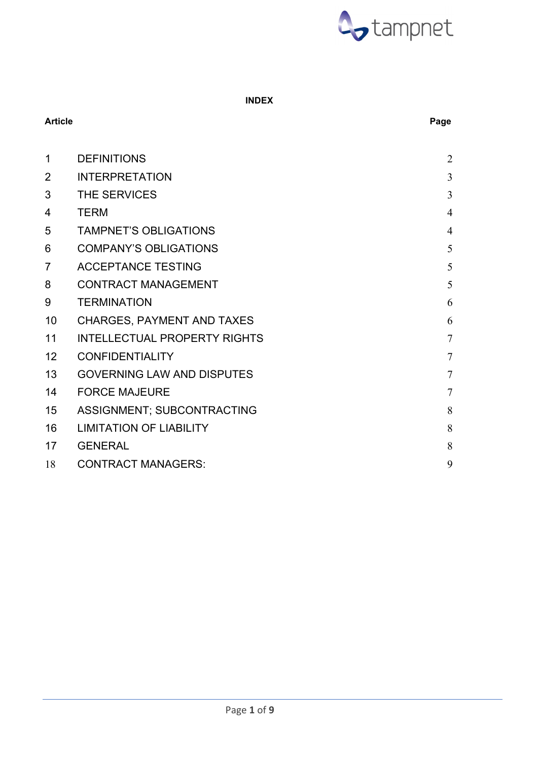tampnet

**INDEX**

| Article | | Page |
|---|---|---|
| 1 | DEFINITIONS | 2 |
| 2 | INTERPRETATION | 3 |
| 3 | THE SERVICES | 3 |
| 4 | TERM | 4 |
| 5 | TAMPNET'S OBLIGATIONS | 4 |
| 6 | COMPANY'S OBLIGATIONS | 5 |
| 7 | ACCEPTANCE TESTING | 5 |
| 8 | CONTRACT MANAGEMENT | 5 |
| 9 | TERMINATION | 6 |
| 10 | CHARGES, PAYMENT AND TAXES | 6 |
| 11 | INTELLECTUAL PROPERTY RIGHTS | 7 |
| 12 | CONFIDENTIALITY | 7 |
| 13 | GOVERNING LAW AND DISPUTES | 7 |
| 14 | FORCE MAJEURE | 7 |
| 15 | ASSIGNMENT; SUBCONTRACTING | 8 |
| 16 | LIMITATION OF LIABILITY | 8 |
| 17 | GENERAL | 8 |
| 18 | CONTRACT MANAGERS: | 9 |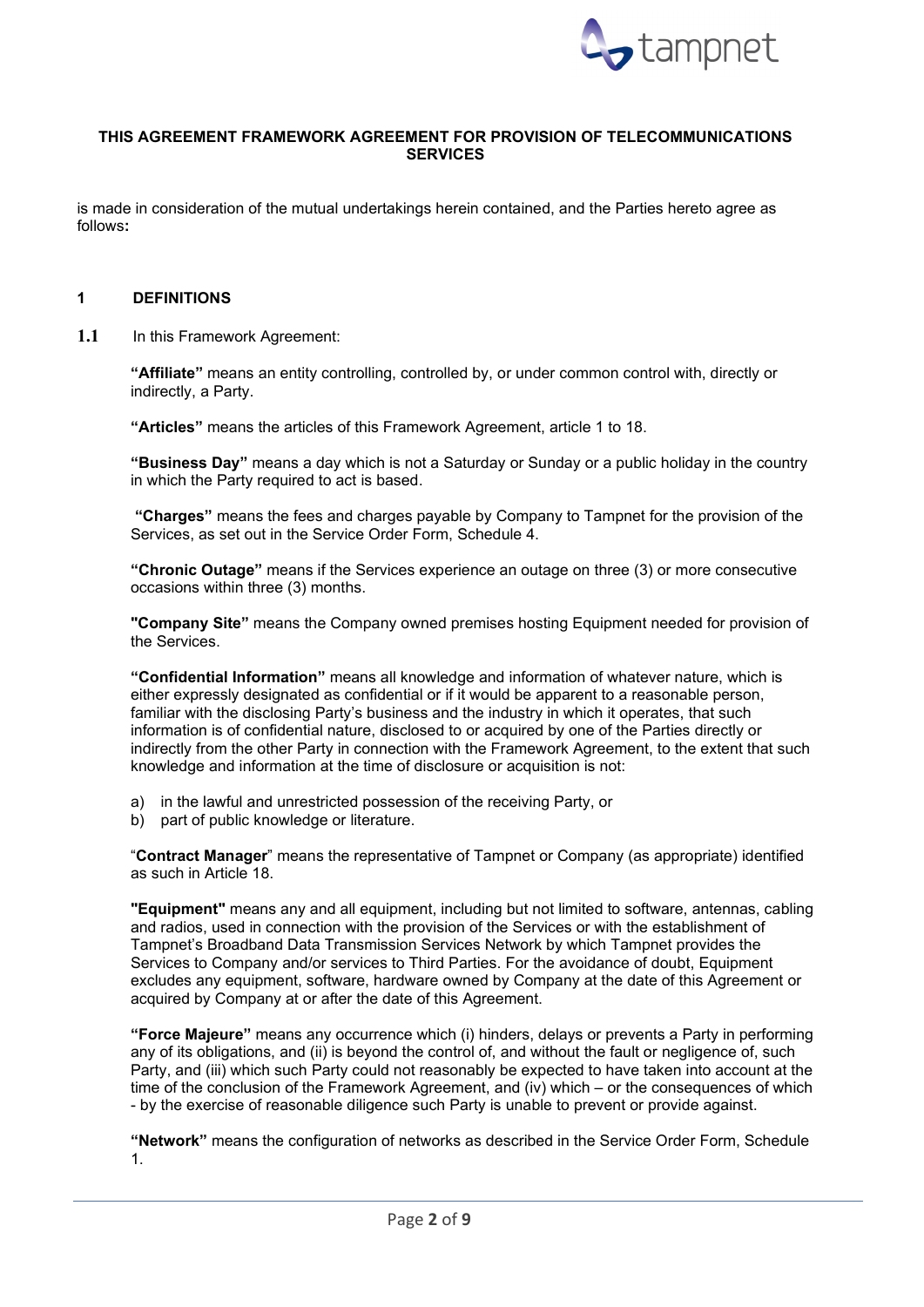**THIS AGREEMENT FRAMEWORK AGREEMENT FOR PROVISION OF TELECOMMUNICATIONS SERVICES**

is made in consideration of the mutual undertakings herein contained, and the Parties hereto agree as follows**:**

## 1 DEFINITIONS

**1.1** In this Framework Agreement:

**"Affiliate"** means an entity controlling, controlled by, or under common control with, directly or indirectly, a Party.

**"Articles"** means the articles of this Framework Agreement, article 1 to 18.

**"Business Day"** means a day which is not a Saturday or Sunday or a public holiday in the country in which the Party required to act is based.

**"Charges"** means the fees and charges payable by Company to Tampnet for the provision of the Services, as set out in the Service Order Form, Schedule 4.

**"Chronic Outage"** means if the Services experience an outage on three (3) or more consecutive occasions within three (3) months.

**"Company Site"** means the Company owned premises hosting Equipment needed for provision of the Services.

**"Confidential Information"** means all knowledge and information of whatever nature, which is either expressly designated as confidential or if it would be apparent to a reasonable person, familiar with the disclosing Party's business and the industry in which it operates, that such information is of confidential nature, disclosed to or acquired by one of the Parties directly or indirectly from the other Party in connection with the Framework Agreement, to the extent that such knowledge and information at the time of disclosure or acquisition is not:

a) in the lawful and unrestricted possession of the receiving Party, or
b) part of public knowledge or literature.

"**Contract Manager**" means the representative of Tampnet or Company (as appropriate) identified as such in Article 18.

**"Equipment"** means any and all equipment, including but not limited to software, antennas, cabling and radios, used in connection with the provision of the Services or with the establishment of Tampnet's Broadband Data Transmission Services Network by which Tampnet provides the Services to Company and/or services to Third Parties. For the avoidance of doubt, Equipment excludes any equipment, software, hardware owned by Company at the date of this Agreement or acquired by Company at or after the date of this Agreement.

**"Force Majeure"** means any occurrence which (i) hinders, delays or prevents a Party in performing any of its obligations, and (ii) is beyond the control of, and without the fault or negligence of, such Party, and (iii) which such Party could not reasonably be expected to have taken into account at the time of the conclusion of the Framework Agreement, and (iv) which – or the consequences of which - by the exercise of reasonable diligence such Party is unable to prevent or provide against.

**"Network"** means the configuration of networks as described in the Service Order Form, Schedule 1.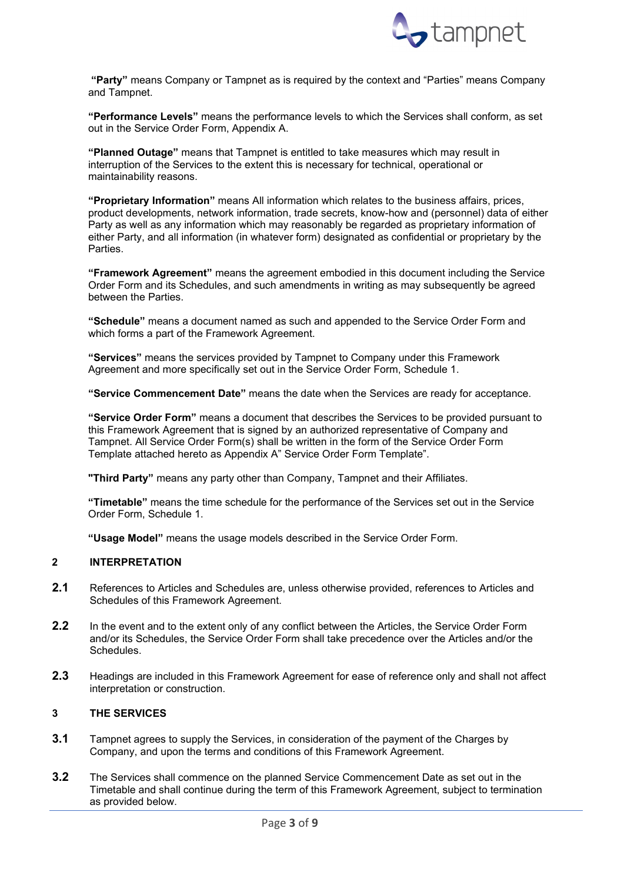**"Party"** means Company or Tampnet as is required by the context and "Parties" means Company and Tampnet.

**"Performance Levels"** means the performance levels to which the Services shall conform, as set out in the Service Order Form, Appendix A.

**"Planned Outage"** means that Tampnet is entitled to take measures which may result in interruption of the Services to the extent this is necessary for technical, operational or maintainability reasons.

**"Proprietary Information"** means All information which relates to the business affairs, prices, product developments, network information, trade secrets, know-how and (personnel) data of either Party as well as any information which may reasonably be regarded as proprietary information of either Party, and all information (in whatever form) designated as confidential or proprietary by the Parties.

**"Framework Agreement"** means the agreement embodied in this document including the Service Order Form and its Schedules, and such amendments in writing as may subsequently be agreed between the Parties.

**"Schedule"** means a document named as such and appended to the Service Order Form and which forms a part of the Framework Agreement.

**"Services"** means the services provided by Tampnet to Company under this Framework Agreement and more specifically set out in the Service Order Form, Schedule 1.

**"Service Commencement Date"** means the date when the Services are ready for acceptance.

**"Service Order Form"** means a document that describes the Services to be provided pursuant to this Framework Agreement that is signed by an authorized representative of Company and Tampnet. All Service Order Form(s) shall be written in the form of the Service Order Form Template attached hereto as Appendix A" Service Order Form Template".

**"Third Party"** means any party other than Company, Tampnet and their Affiliates.

**"Timetable"** means the time schedule for the performance of the Services set out in the Service Order Form, Schedule 1.

**"Usage Model"** means the usage models described in the Service Order Form.

## 2 INTERPRETATION

**2.1** References to Articles and Schedules are, unless otherwise provided, references to Articles and Schedules of this Framework Agreement.

**2.2** In the event and to the extent only of any conflict between the Articles, the Service Order Form and/or its Schedules, the Service Order Form shall take precedence over the Articles and/or the Schedules.

**2.3** Headings are included in this Framework Agreement for ease of reference only and shall not affect interpretation or construction.

## 3 THE SERVICES

**3.1** Tampnet agrees to supply the Services, in consideration of the payment of the Charges by Company, and upon the terms and conditions of this Framework Agreement.

**3.2** The Services shall commence on the planned Service Commencement Date as set out in the Timetable and shall continue during the term of this Framework Agreement, subject to termination as provided below.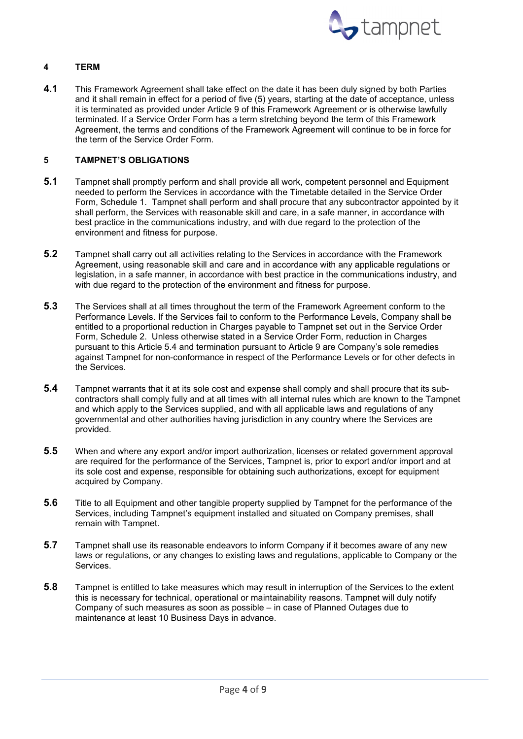## 4 TERM

**4.1** This Framework Agreement shall take effect on the date it has been duly signed by both Parties and it shall remain in effect for a period of five (5) years, starting at the date of acceptance, unless it is terminated as provided under Article 9 of this Framework Agreement or is otherwise lawfully terminated. If a Service Order Form has a term stretching beyond the term of this Framework Agreement, the terms and conditions of the Framework Agreement will continue to be in force for the term of the Service Order Form.

## 5 TAMPNET'S OBLIGATIONS

**5.1** Tampnet shall promptly perform and shall provide all work, competent personnel and Equipment needed to perform the Services in accordance with the Timetable detailed in the Service Order Form, Schedule 1. Tampnet shall perform and shall procure that any subcontractor appointed by it shall perform, the Services with reasonable skill and care, in a safe manner, in accordance with best practice in the communications industry, and with due regard to the protection of the environment and fitness for purpose.

**5.2** Tampnet shall carry out all activities relating to the Services in accordance with the Framework Agreement, using reasonable skill and care and in accordance with any applicable regulations or legislation, in a safe manner, in accordance with best practice in the communications industry, and with due regard to the protection of the environment and fitness for purpose.

**5.3** The Services shall at all times throughout the term of the Framework Agreement conform to the Performance Levels. If the Services fail to conform to the Performance Levels, Company shall be entitled to a proportional reduction in Charges payable to Tampnet set out in the Service Order Form, Schedule 2. Unless otherwise stated in a Service Order Form, reduction in Charges pursuant to this Article 5.4 and termination pursuant to Article 9 are Company's sole remedies against Tampnet for non-conformance in respect of the Performance Levels or for other defects in the Services.

**5.4** Tampnet warrants that it at its sole cost and expense shall comply and shall procure that its sub-contractors shall comply fully and at all times with all internal rules which are known to the Tampnet and which apply to the Services supplied, and with all applicable laws and regulations of any governmental and other authorities having jurisdiction in any country where the Services are provided.

**5.5** When and where any export and/or import authorization, licenses or related government approval are required for the performance of the Services, Tampnet is, prior to export and/or import and at its sole cost and expense, responsible for obtaining such authorizations, except for equipment acquired by Company.

**5.6** Title to all Equipment and other tangible property supplied by Tampnet for the performance of the Services, including Tampnet's equipment installed and situated on Company premises, shall remain with Tampnet.

**5.7** Tampnet shall use its reasonable endeavors to inform Company if it becomes aware of any new laws or regulations, or any changes to existing laws and regulations, applicable to Company or the Services.

**5.8** Tampnet is entitled to take measures which may result in interruption of the Services to the extent this is necessary for technical, operational or maintainability reasons. Tampnet will duly notify Company of such measures as soon as possible – in case of Planned Outages due to maintenance at least 10 Business Days in advance.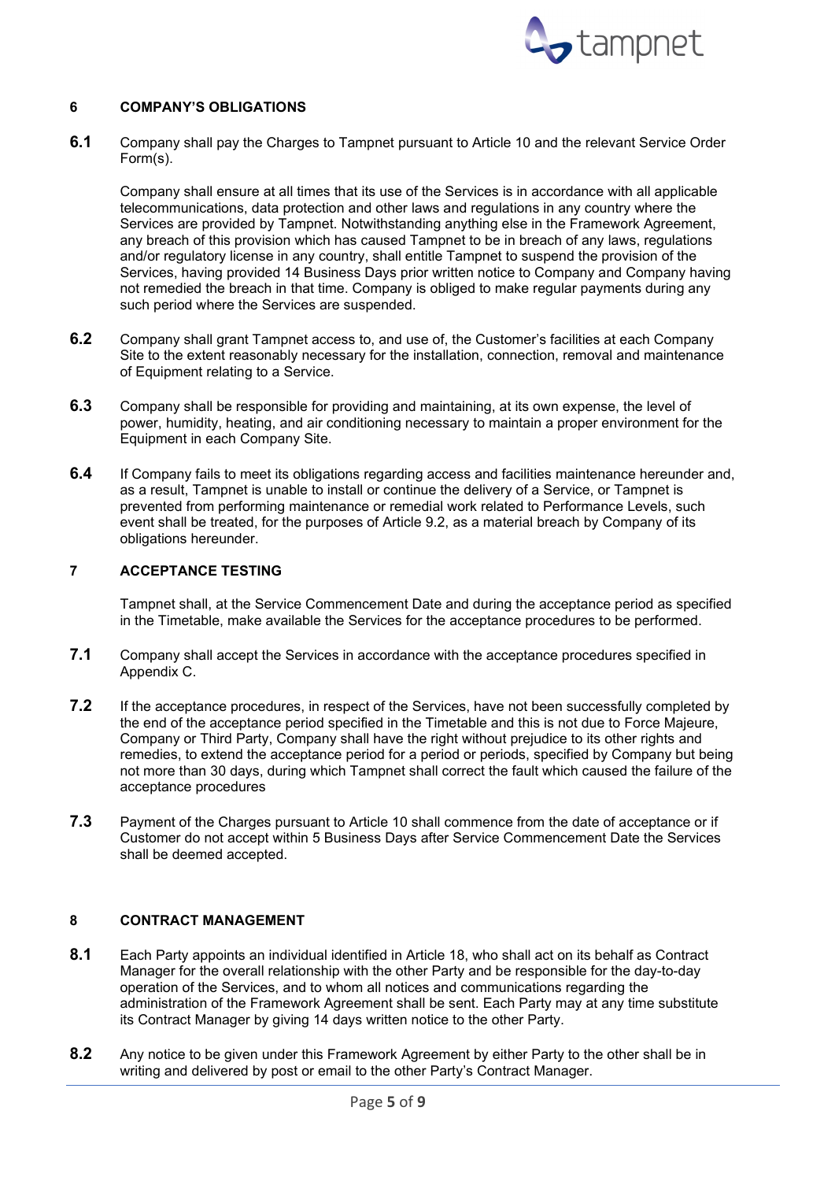## 6 COMPANY'S OBLIGATIONS

**6.1** Company shall pay the Charges to Tampnet pursuant to Article 10 and the relevant Service Order Form(s).

Company shall ensure at all times that its use of the Services is in accordance with all applicable telecommunications, data protection and other laws and regulations in any country where the Services are provided by Tampnet. Notwithstanding anything else in the Framework Agreement, any breach of this provision which has caused Tampnet to be in breach of any laws, regulations and/or regulatory license in any country, shall entitle Tampnet to suspend the provision of the Services, having provided 14 Business Days prior written notice to Company and Company having not remedied the breach in that time. Company is obliged to make regular payments during any such period where the Services are suspended.

**6.2** Company shall grant Tampnet access to, and use of, the Customer's facilities at each Company Site to the extent reasonably necessary for the installation, connection, removal and maintenance of Equipment relating to a Service.

**6.3** Company shall be responsible for providing and maintaining, at its own expense, the level of power, humidity, heating, and air conditioning necessary to maintain a proper environment for the Equipment in each Company Site.

**6.4** If Company fails to meet its obligations regarding access and facilities maintenance hereunder and, as a result, Tampnet is unable to install or continue the delivery of a Service, or Tampnet is prevented from performing maintenance or remedial work related to Performance Levels, such event shall be treated, for the purposes of Article 9.2, as a material breach by Company of its obligations hereunder.

## 7 ACCEPTANCE TESTING

Tampnet shall, at the Service Commencement Date and during the acceptance period as specified in the Timetable, make available the Services for the acceptance procedures to be performed.

**7.1** Company shall accept the Services in accordance with the acceptance procedures specified in Appendix C.

**7.2** If the acceptance procedures, in respect of the Services, have not been successfully completed by the end of the acceptance period specified in the Timetable and this is not due to Force Majeure, Company or Third Party, Company shall have the right without prejudice to its other rights and remedies, to extend the acceptance period for a period or periods, specified by Company but being not more than 30 days, during which Tampnet shall correct the fault which caused the failure of the acceptance procedures

**7.3** Payment of the Charges pursuant to Article 10 shall commence from the date of acceptance or if Customer do not accept within 5 Business Days after Service Commencement Date the Services shall be deemed accepted.

## 8 CONTRACT MANAGEMENT

**8.1** Each Party appoints an individual identified in Article 18, who shall act on its behalf as Contract Manager for the overall relationship with the other Party and be responsible for the day-to-day operation of the Services, and to whom all notices and communications regarding the administration of the Framework Agreement shall be sent. Each Party may at any time substitute its Contract Manager by giving 14 days written notice to the other Party.

**8.2** Any notice to be given under this Framework Agreement by either Party to the other shall be in writing and delivered by post or email to the other Party's Contract Manager.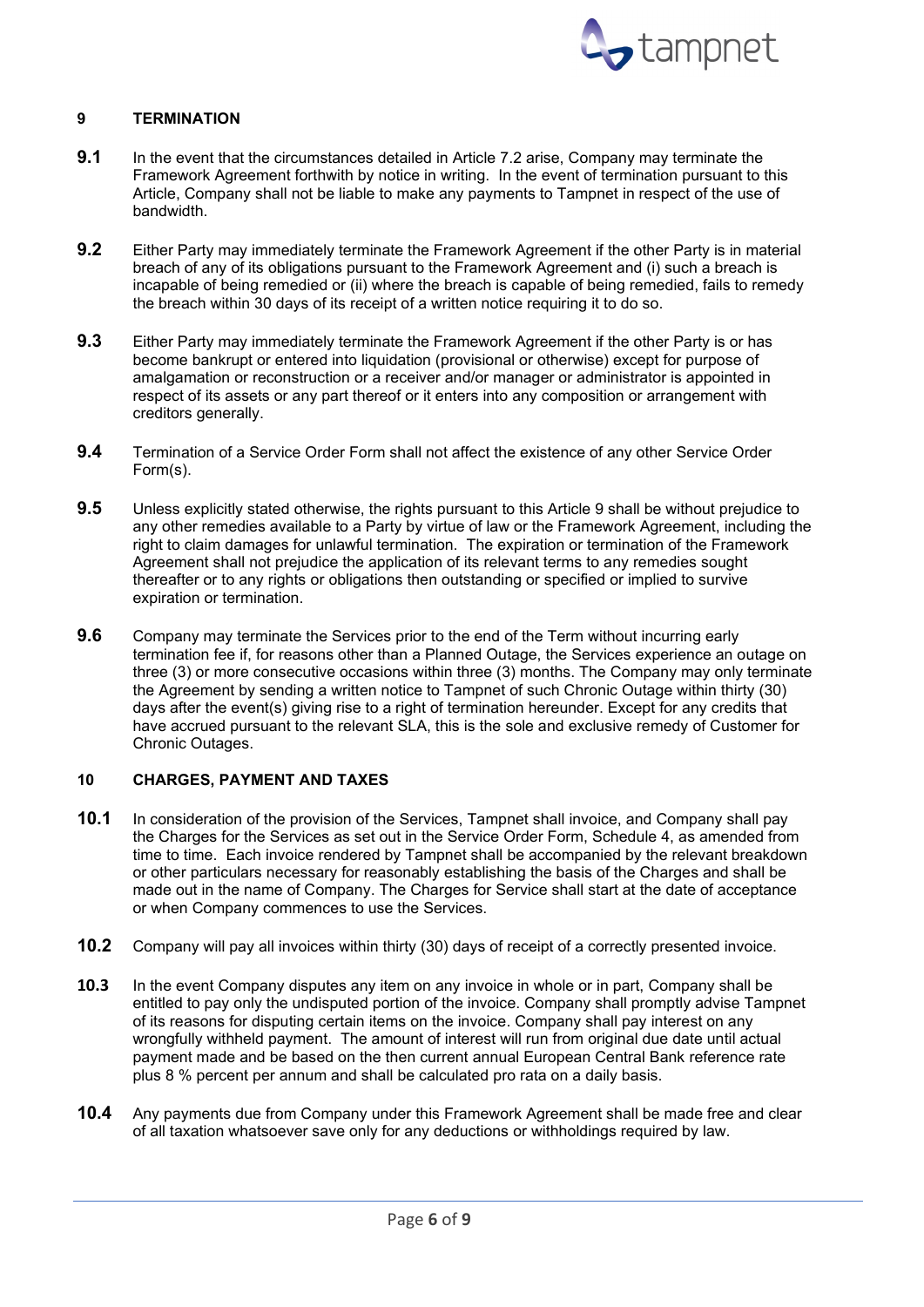## 9 TERMINATION

**9.1** In the event that the circumstances detailed in Article 7.2 arise, Company may terminate the Framework Agreement forthwith by notice in writing. In the event of termination pursuant to this Article, Company shall not be liable to make any payments to Tampnet in respect of the use of bandwidth.

**9.2** Either Party may immediately terminate the Framework Agreement if the other Party is in material breach of any of its obligations pursuant to the Framework Agreement and (i) such a breach is incapable of being remedied or (ii) where the breach is capable of being remedied, fails to remedy the breach within 30 days of its receipt of a written notice requiring it to do so.

**9.3** Either Party may immediately terminate the Framework Agreement if the other Party is or has become bankrupt or entered into liquidation (provisional or otherwise) except for purpose of amalgamation or reconstruction or a receiver and/or manager or administrator is appointed in respect of its assets or any part thereof or it enters into any composition or arrangement with creditors generally.

**9.4** Termination of a Service Order Form shall not affect the existence of any other Service Order Form(s).

**9.5** Unless explicitly stated otherwise, the rights pursuant to this Article 9 shall be without prejudice to any other remedies available to a Party by virtue of law or the Framework Agreement, including the right to claim damages for unlawful termination. The expiration or termination of the Framework Agreement shall not prejudice the application of its relevant terms to any remedies sought thereafter or to any rights or obligations then outstanding or specified or implied to survive expiration or termination.

**9.6** Company may terminate the Services prior to the end of the Term without incurring early termination fee if, for reasons other than a Planned Outage, the Services experience an outage on three (3) or more consecutive occasions within three (3) months. The Company may only terminate the Agreement by sending a written notice to Tampnet of such Chronic Outage within thirty (30) days after the event(s) giving rise to a right of termination hereunder. Except for any credits that have accrued pursuant to the relevant SLA, this is the sole and exclusive remedy of Customer for Chronic Outages.

## 10 CHARGES, PAYMENT AND TAXES

**10.1** In consideration of the provision of the Services, Tampnet shall invoice, and Company shall pay the Charges for the Services as set out in the Service Order Form, Schedule 4, as amended from time to time. Each invoice rendered by Tampnet shall be accompanied by the relevant breakdown or other particulars necessary for reasonably establishing the basis of the Charges and shall be made out in the name of Company. The Charges for Service shall start at the date of acceptance or when Company commences to use the Services.

**10.2** Company will pay all invoices within thirty (30) days of receipt of a correctly presented invoice.

**10.3** In the event Company disputes any item on any invoice in whole or in part, Company shall be entitled to pay only the undisputed portion of the invoice. Company shall promptly advise Tampnet of its reasons for disputing certain items on the invoice. Company shall pay interest on any wrongfully withheld payment. The amount of interest will run from original due date until actual payment made and be based on the then current annual European Central Bank reference rate plus 8 % percent per annum and shall be calculated pro rata on a daily basis.

**10.4** Any payments due from Company under this Framework Agreement shall be made free and clear of all taxation whatsoever save only for any deductions or withholdings required by law.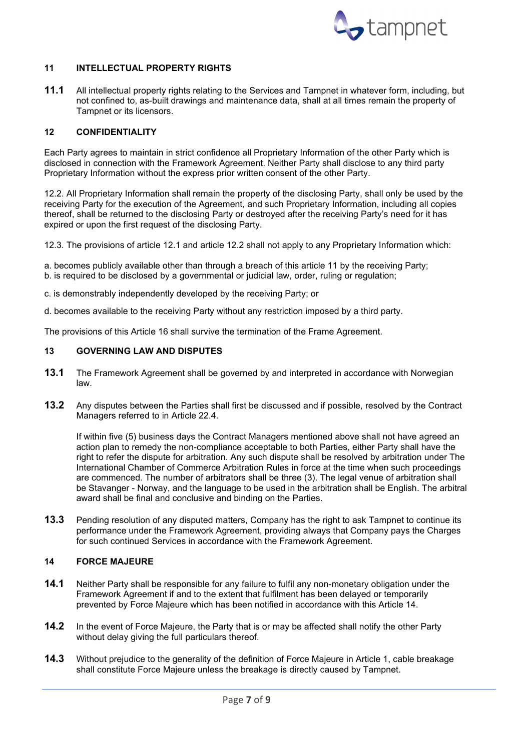## 11 INTELLECTUAL PROPERTY RIGHTS

**11.1** All intellectual property rights relating to the Services and Tampnet in whatever form, including, but not confined to, as-built drawings and maintenance data, shall at all times remain the property of Tampnet or its licensors.

## 12 CONFIDENTIALITY

Each Party agrees to maintain in strict confidence all Proprietary Information of the other Party which is disclosed in connection with the Framework Agreement. Neither Party shall disclose to any third party Proprietary Information without the express prior written consent of the other Party.

12.2. All Proprietary Information shall remain the property of the disclosing Party, shall only be used by the receiving Party for the execution of the Agreement, and such Proprietary Information, including all copies thereof, shall be returned to the disclosing Party or destroyed after the receiving Party's need for it has expired or upon the first request of the disclosing Party.

12.3. The provisions of article 12.1 and article 12.2 shall not apply to any Proprietary Information which:

a. becomes publicly available other than through a breach of this article 11 by the receiving Party;
b. is required to be disclosed by a governmental or judicial law, order, ruling or regulation;

c. is demonstrably independently developed by the receiving Party; or

d. becomes available to the receiving Party without any restriction imposed by a third party.

The provisions of this Article 16 shall survive the termination of the Frame Agreement.

## 13 GOVERNING LAW AND DISPUTES

**13.1** The Framework Agreement shall be governed by and interpreted in accordance with Norwegian law.

**13.2** Any disputes between the Parties shall first be discussed and if possible, resolved by the Contract Managers referred to in Article 22.4.

If within five (5) business days the Contract Managers mentioned above shall not have agreed an action plan to remedy the non-compliance acceptable to both Parties, either Party shall have the right to refer the dispute for arbitration. Any such dispute shall be resolved by arbitration under The International Chamber of Commerce Arbitration Rules in force at the time when such proceedings are commenced. The number of arbitrators shall be three (3). The legal venue of arbitration shall be Stavanger - Norway, and the language to be used in the arbitration shall be English. The arbitral award shall be final and conclusive and binding on the Parties.

**13.3** Pending resolution of any disputed matters, Company has the right to ask Tampnet to continue its performance under the Framework Agreement, providing always that Company pays the Charges for such continued Services in accordance with the Framework Agreement.

## 14 FORCE MAJEURE

**14.1** Neither Party shall be responsible for any failure to fulfil any non-monetary obligation under the Framework Agreement if and to the extent that fulfilment has been delayed or temporarily prevented by Force Majeure which has been notified in accordance with this Article 14.

**14.2** In the event of Force Majeure, the Party that is or may be affected shall notify the other Party without delay giving the full particulars thereof.

**14.3** Without prejudice to the generality of the definition of Force Majeure in Article 1, cable breakage shall constitute Force Majeure unless the breakage is directly caused by Tampnet.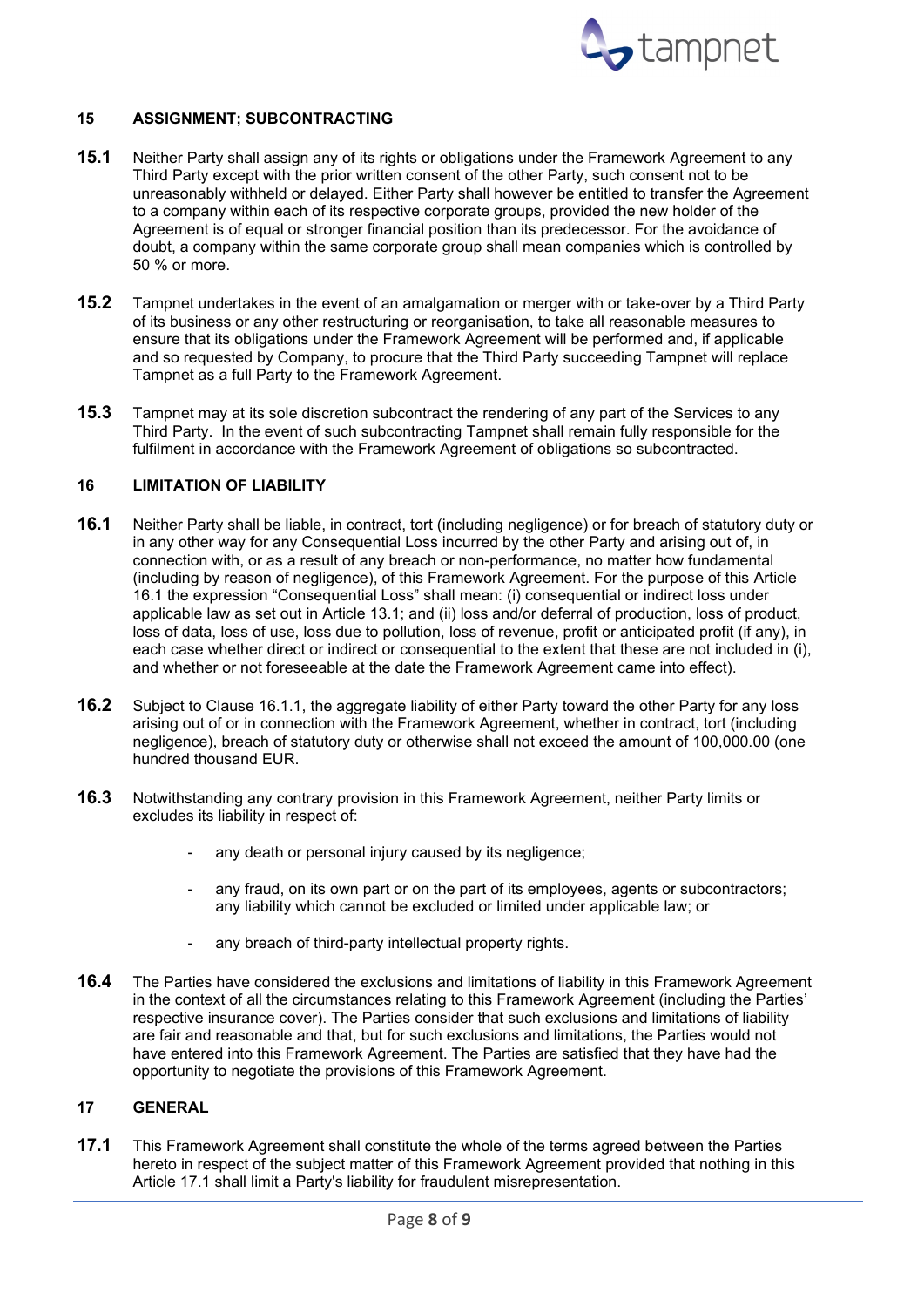## 15 ASSIGNMENT; SUBCONTRACTING

**15.1** Neither Party shall assign any of its rights or obligations under the Framework Agreement to any Third Party except with the prior written consent of the other Party, such consent not to be unreasonably withheld or delayed. Either Party shall however be entitled to transfer the Agreement to a company within each of its respective corporate groups, provided the new holder of the Agreement is of equal or stronger financial position than its predecessor. For the avoidance of doubt, a company within the same corporate group shall mean companies which is controlled by 50 % or more.

**15.2** Tampnet undertakes in the event of an amalgamation or merger with or take-over by a Third Party of its business or any other restructuring or reorganisation, to take all reasonable measures to ensure that its obligations under the Framework Agreement will be performed and, if applicable and so requested by Company, to procure that the Third Party succeeding Tampnet will replace Tampnet as a full Party to the Framework Agreement.

**15.3** Tampnet may at its sole discretion subcontract the rendering of any part of the Services to any Third Party. In the event of such subcontracting Tampnet shall remain fully responsible for the fulfilment in accordance with the Framework Agreement of obligations so subcontracted.

## 16 LIMITATION OF LIABILITY

**16.1** Neither Party shall be liable, in contract, tort (including negligence) or for breach of statutory duty or in any other way for any Consequential Loss incurred by the other Party and arising out of, in connection with, or as a result of any breach or non-performance, no matter how fundamental (including by reason of negligence), of this Framework Agreement. For the purpose of this Article 16.1 the expression "Consequential Loss" shall mean: (i) consequential or indirect loss under applicable law as set out in Article 13.1; and (ii) loss and/or deferral of production, loss of product, loss of data, loss of use, loss due to pollution, loss of revenue, profit or anticipated profit (if any), in each case whether direct or indirect or consequential to the extent that these are not included in (i), and whether or not foreseeable at the date the Framework Agreement came into effect).

**16.2** Subject to Clause 16.1.1, the aggregate liability of either Party toward the other Party for any loss arising out of or in connection with the Framework Agreement, whether in contract, tort (including negligence), breach of statutory duty or otherwise shall not exceed the amount of 100,000.00 (one hundred thousand EUR.

**16.3** Notwithstanding any contrary provision in this Framework Agreement, neither Party limits or excludes its liability in respect of:

- any death or personal injury caused by its negligence;
- any fraud, on its own part or on the part of its employees, agents or subcontractors; any liability which cannot be excluded or limited under applicable law; or
- any breach of third-party intellectual property rights.

**16.4** The Parties have considered the exclusions and limitations of liability in this Framework Agreement in the context of all the circumstances relating to this Framework Agreement (including the Parties' respective insurance cover). The Parties consider that such exclusions and limitations of liability are fair and reasonable and that, but for such exclusions and limitations, the Parties would not have entered into this Framework Agreement. The Parties are satisfied that they have had the opportunity to negotiate the provisions of this Framework Agreement.

## 17 GENERAL

**17.1** This Framework Agreement shall constitute the whole of the terms agreed between the Parties hereto in respect of the subject matter of this Framework Agreement provided that nothing in this Article 17.1 shall limit a Party's liability for fraudulent misrepresentation.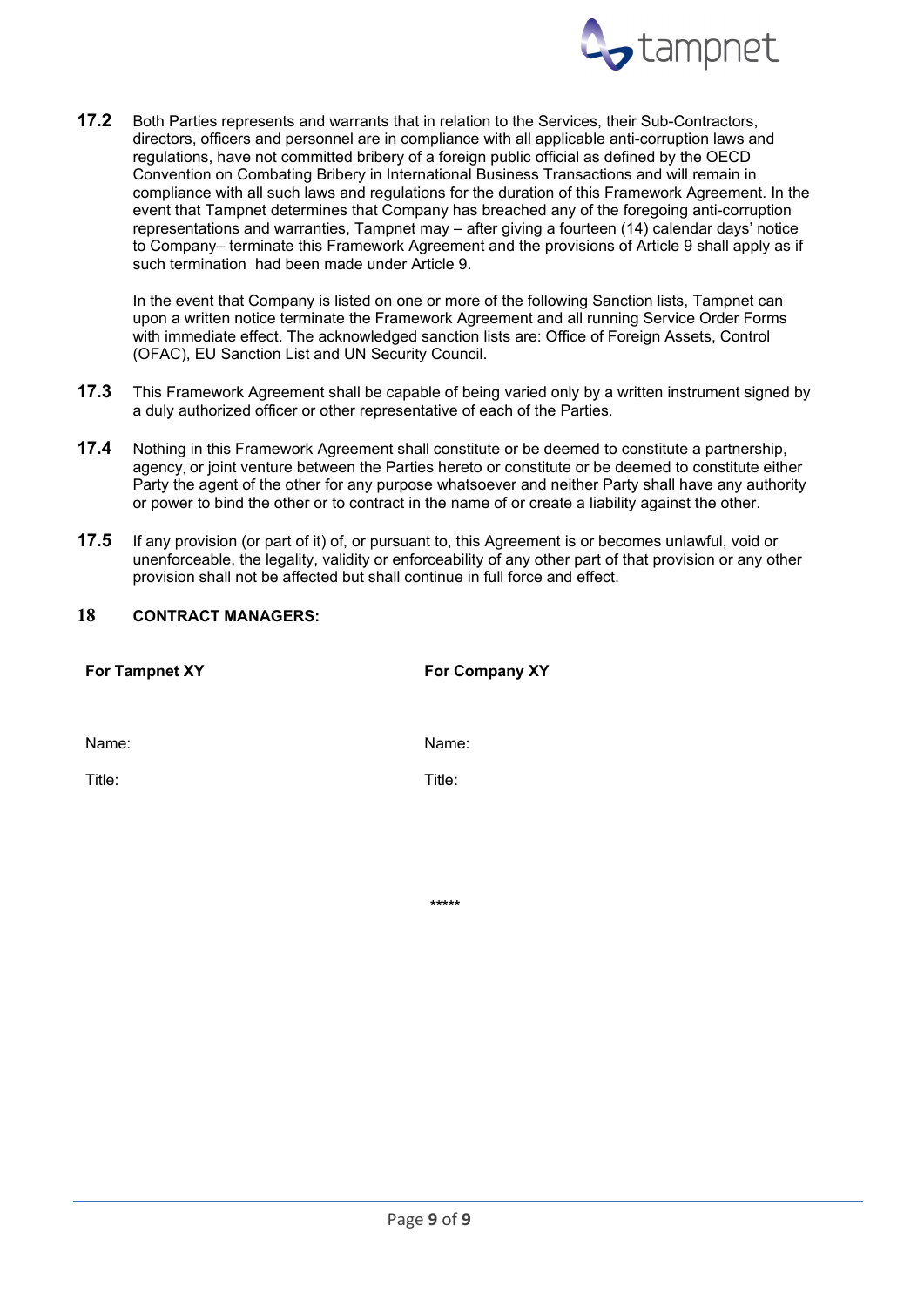**17.2** Both Parties represents and warrants that in relation to the Services, their Sub-Contractors, directors, officers and personnel are in compliance with all applicable anti-corruption laws and regulations, have not committed bribery of a foreign public official as defined by the OECD Convention on Combating Bribery in International Business Transactions and will remain in compliance with all such laws and regulations for the duration of this Framework Agreement. In the event that Tampnet determines that Company has breached any of the foregoing anti-corruption representations and warranties, Tampnet may – after giving a fourteen (14) calendar days' notice to Company– terminate this Framework Agreement and the provisions of Article 9 shall apply as if such termination had been made under Article 9.

In the event that Company is listed on one or more of the following Sanction lists, Tampnet can upon a written notice terminate the Framework Agreement and all running Service Order Forms with immediate effect. The acknowledged sanction lists are: Office of Foreign Assets, Control (OFAC), EU Sanction List and UN Security Council.

**17.3** This Framework Agreement shall be capable of being varied only by a written instrument signed by a duly authorized officer or other representative of each of the Parties.

**17.4** Nothing in this Framework Agreement shall constitute or be deemed to constitute a partnership, agency, or joint venture between the Parties hereto or constitute or be deemed to constitute either Party the agent of the other for any purpose whatsoever and neither Party shall have any authority or power to bind the other or to contract in the name of or create a liability against the other.

**17.5** If any provision (or part of it) of, or pursuant to, this Agreement is or becomes unlawful, void or unenforceable, the legality, validity or enforceability of any other part of that provision or any other provision shall not be affected but shall continue in full force and effect.

## 18 CONTRACT MANAGERS:

| | |
|---|---|
| **For Tampnet XY** | **For Company XY** |
| Name: | Name: |
| Title: | Title: |

*****